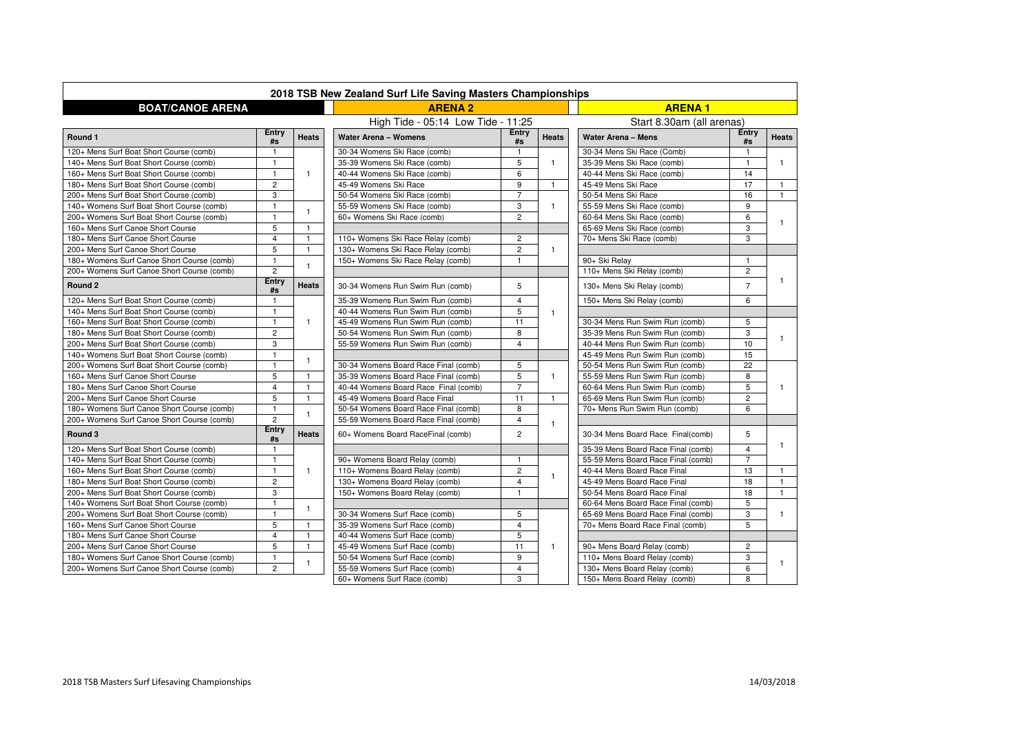# 2018 TSB New Zealand Surf Life Saving Masters Championships

## BOAT/CANOE ARENA

| Round 1 | Entry #s | Heats |
|---|---|---|
| 120+ Mens Surf Boat Short Course (comb) | 1 | |
| 140+ Mens Surf Boat Short Course (comb) | 1 | |
| 160+ Mens Surf Boat Short Course (comb) | 1 | 1 |
| 180+ Mens Surf Boat Short Course (comb) | 2 | |
| 200+ Mens Surf Boat Short Course (comb) | 3 | |
| 140+ Womens Surf Boat Short Course (comb) | 1 | 1 |
| 200+ Womens Surf Boat Short Course (comb) | 1 | |
| 160+ Mens Surf Canoe Short Course | 5 | 1 |
| 180+ Mens Surf Canoe Short Course | 4 | 1 |
| 200+ Mens Surf Canoe Short Course | 5 | 1 |
| 180+ Womens Surf Canoe Short Course (comb) | 1 | 1 |
| 200+ Womens Surf Canoe Short Course (comb) | 2 | |
| **Round 2** | **Entry #s** | **Heats** |
| 120+ Mens Surf Boat Short Course (comb) | 1 | |
| 140+ Mens Surf Boat Short Course (comb) | 1 | |
| 160+ Mens Surf Boat Short Course (comb) | 1 | 1 |
| 180+ Mens Surf Boat Short Course (comb) | 2 | |
| 200+ Mens Surf Boat Short Course (comb) | 3 | |
| 140+ Womens Surf Boat Short Course (comb) | 1 | 1 |
| 200+ Womens Surf Boat Short Course (comb) | 1 | |
| 160+ Mens Surf Canoe Short Course | 5 | 1 |
| 180+ Mens Surf Canoe Short Course | 4 | 1 |
| 200+ Mens Surf Canoe Short Course | 5 | 1 |
| 180+ Womens Surf Canoe Short Course (comb) | 1 | 1 |
| 200+ Womens Surf Canoe Short Course (comb) | 2 | |
| **Round 3** | **Entry #s** | **Heats** |
| 120+ Mens Surf Boat Short Course (comb) | 1 | |
| 140+ Mens Surf Boat Short Course (comb) | 1 | |
| 160+ Mens Surf Boat Short Course (comb) | 1 | 1 |
| 180+ Mens Surf Boat Short Course (comb) | 2 | |
| 200+ Mens Surf Boat Short Course (comb) | 3 | |
| 140+ Womens Surf Boat Short Course (comb) | 1 | 1 |
| 200+ Womens Surf Boat Short Course (comb) | 1 | |
| 160+ Mens Surf Canoe Short Course | 5 | 1 |
| 180+ Mens Surf Canoe Short Course | 4 | 1 |
| 200+ Mens Surf Canoe Short Course | 5 | 1 |
| 180+ Womens Surf Canoe Short Course (comb) | 1 | 1 |
| 200+ Womens Surf Canoe Short Course (comb) | 2 | |

## ARENA 2

High Tide - 05:14 Low Tide - 11:25

| Water Arena – Womens | Entry #s | Heats |
|---|---|---|
| 30-34 Womens Ski Race (comb) | 1 | |
| 35-39 Womens Ski Race (comb) | 5 | 1 |
| 40-44 Womens Ski Race (comb) | 6 | |
| 45-49 Womens Ski Race | 9 | 1 |
| 50-54 Womens Ski Race (comb) | 7 | |
| 55-59 Womens Ski Race (comb) | 3 | 1 |
| 60+ Womens Ski Race (comb) | 2 | |
| | | |
| 110+ Womens Ski Race Relay (comb) | 2 | |
| 130+ Womens Ski Race Relay (comb) | 2 | 1 |
| 150+ Womens Ski Race Relay (comb) | 1 | |
| | | |
| 30-34 Womens Run Swim Run (comb) | 5 | |
| 35-39 Womens Run Swim Run (comb) | 4 | |
| 40-44 Womens Run Swim Run (comb) | 5 | 1 |
| 45-49 Womens Run Swim Run (comb) | 11 | |
| 50-54 Womens Run Swim Run (comb) | 8 | |
| 55-59 Womens Run Swim Run (comb) | 4 | |
| | | |
| 30-34 Womens Board Race Final (comb) | 5 | |
| 35-39 Womens Board Race Final (comb) | 5 | 1 |
| 40-44 Womens Board Race Final (comb) | 7 | |
| 45-49 Womens Board Race Final | 11 | 1 |
| 50-54 Womens Board Race Final (comb) | 8 | |
| 55-59 Womens Board Race Final (comb) | 4 | 1 |
| 60+ Womens Board RaceFinal (comb) | 2 | |
| | | |
| 90+ Womens Board Relay (comb) | 1 | |
| 110+ Womens Board Relay (comb) | 2 | 1 |
| 130+ Womens Board Relay (comb) | 4 | |
| 150+ Womens Board Relay (comb) | 1 | |
| | | |
| 30-34 Womens Surf Race (comb) | 5 | |
| 35-39 Womens Surf Race (comb) | 4 | |
| 40-44 Womens Surf Race (comb) | 5 | |
| 45-49 Womens Surf Race (comb) | 11 | 1 |
| 50-54 Womens Surf Race (comb) | 9 | |
| 55-59 Womens Surf Race (comb) | 4 | |
| 60+ Womens Surf Race (comb) | 3 | |

## ARENA 1

Start 8.30am (all arenas)

| Water Arena – Mens | Entry #s | Heats |
|---|---|---|
| 30-34 Mens Ski Race (Comb) | 1 | |
| 35-39 Mens Ski Race (comb) | 1 | 1 |
| 40-44 Mens Ski Race (comb) | 14 | |
| 45-49 Mens Ski Race | 17 | 1 |
| 50-54 Mens Ski Race | 16 | 1 |
| 55-59 Mens Ski Race (comb) | 9 | |
| 60-64 Mens Ski Race (comb) | 6 | 1 |
| 65-69 Mens Ski Race (comb) | 3 | |
| 70+ Mens Ski Race (comb) | 3 | |
| | | |
| 90+ Ski Relay | 1 | |
| 110+ Mens Ski Relay (comb) | 2 | |
| 130+ Mens Ski Relay (comb) | 7 | 1 |
| 150+ Mens Ski Relay (comb) | 6 | |
| | | |
| 30-34 Mens Run Swim Run (comb) | 5 | |
| 35-39 Mens Run Swim Run (comb) | 3 | 1 |
| 40-44 Mens Run Swim Run (comb) | 10 | |
| 45-49 Mens Run Swim Run (comb) | 15 | |
| 50-54 Mens Run Swim Run (comb) | 22 | |
| 55-59 Mens Run Swim Run (comb) | 8 | |
| 60-64 Mens Run Swim Run (comb) | 5 | 1 |
| 65-69 Mens Run Swim Run (comb) | 2 | |
| 70+ Mens Run Swim Run (comb) | 6 | |
| | | |
| 30-34 Mens Board Race Final(comb) | 5 | 1 |
| 35-39 Mens Board Race Final (comb) | 4 | |
| 55-59 Mens Board Race Final (comb) | 7 | |
| 40-44 Mens Board Race Final | 13 | 1 |
| 45-49 Mens Board Race Final | 18 | 1 |
| 50-54 Mens Board Race Final | 18 | 1 |
| 60-64 Mens Board Race Final (comb) | 5 | |
| 65-69 Mens Board Race Final (comb) | 3 | 1 |
| 70+ Mens Board Race Final (comb) | 5 | |
| | | |
| 90+ Mens Board Relay (comb) | 2 | |
| 110+ Mens Board Relay (comb) | 3 | 1 |
| 130+ Mens Board Relay (comb) | 6 | |
| 150+ Mens Board Relay (comb) | 8 | |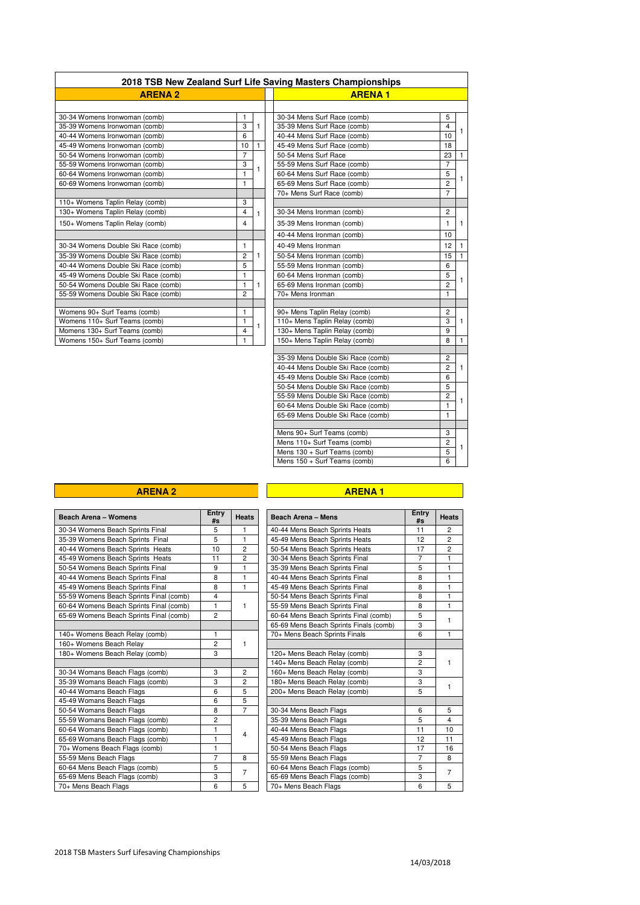# 2018 TSB New Zealand Surf Life Saving Masters Championships

## ARENA 2

| | | |
|---|---|---|
| 30-34 Womens Ironwoman (comb) | 1 | |
| 35-39 Womens Ironwoman (comb) | 3 | 1 |
| 40-44 Womens Ironwoman (comb) | 6 | |
| 45-49 Womens Ironwoman (comb) | 10 | 1 |
| 50-54 Womens Ironwoman (comb) | 7 | |
| 55-59 Womens Ironwoman (comb) | 3 | 1 |
| 60-64 Womens Ironwoman (comb) | 1 | |
| 60-69 Womens Ironwoman (comb) | 1 | |
| | | |
| 110+ Womens Taplin Relay (comb) | 3 | |
| 130+ Womens Taplin Relay (comb) | 4 | 1 |
| 150+ Womens Taplin Relay (comb) | 4 | |
| | | |
| 30-34 Womens Double Ski Race (comb) | 1 | |
| 35-39 Womens Double Ski Race (comb) | 2 | 1 |
| 40-44 Womens Double Ski Race (comb) | 5 | |
| 45-49 Womens Double Ski Race (comb) | 1 | |
| 50-54 Womens Double Ski Race (comb) | 1 | 1 |
| 55-59 Womens Double Ski Race (comb) | 2 | |
| | | |
| Womens 90+ Surf Teams (comb) | 1 | |
| Womens 110+ Surf Teams (comb) | 1 | 1 |
| Momens 130+ Surf Teams (comb) | 4 | |
| Womens 150+ Surf Teams (comb) | 1 | |

## ARENA 1

| | | |
|---|---|---|
| 30-34 Mens Surf Race (comb) | 5 | |
| 35-39 Mens Surf Race (comb) | 4 | 1 |
| 40-44 Mens Surf Race (comb) | 10 | |
| 45-49 Mens Surf Race (comb) | 18 | |
| 50-54 Mens Surf Race | 23 | 1 |
| 55-59 Mens Surf Race (comb) | 7 | |
| 60-64 Mens Surf Race (comb) | 5 | 1 |
| 65-69 Mens Surf Race (comb) | 2 | |
| 70+ Mens Surf Race (comb) | 7 | |
| | | |
| 30-34 Mens Ironman (comb) | 2 | |
| 35-39 Mens Ironman (comb) | 1 | 1 |
| 40-44 Mens Ironman (comb) | 10 | |
| 40-49 Mens Ironman | 12 | 1 |
| 50-54 Mens Ironman (comb) | 15 | 1 |
| 55-59 Mens Ironman (comb) | 6 | |
| 60-64 Mens Ironman (comb) | 5 | 1 |
| 65-69 Mens Ironman (comb) | 2 | |
| 70+ Mens Ironman | 1 | |
| | | |
| 90+ Mens Taplin Relay (comb) | 2 | |
| 110+ Mens Taplin Relay (comb) | 3 | 1 |
| 130+ Mens Taplin Relay (comb) | 9 | |
| 150+ Mens Taplin Relay (comb) | 8 | 1 |
| | | |
| 35-39 Mens Double Ski Race (comb) | 2 | |
| 40-44 Mens Double Ski Race (comb) | 2 | 1 |
| 45-49 Mens Double Ski Race (comb) | 6 | |
| 50-54 Mens Double Ski Race (comb) | 5 | |
| 55-59 Mens Double Ski Race (comb) | 2 | 1 |
| 60-64 Mens Double Ski Race (comb) | 1 | |
| 65-69 Mens Double Ski Race (comb) | 1 | |
| | | |
| Mens 90+ Surf Teams (comb) | 3 | |
| Mens 110+ Surf Teams (comb) | 2 | 1 |
| Mens 130 + Surf Teams (comb) | 5 | |
| Mens 150 + Surf Teams (comb) | 6 | |

## ARENA 2

| Beach Arena – Womens | Entry #s | Heats |
|---|---|---|
| 30-34 Womens Beach Sprints Final | 5 | 1 |
| 35-39 Womens Beach Sprints Final | 5 | 1 |
| 40-44 Womens Beach Sprints Heats | 10 | 2 |
| 45-49 Womens Beach Sprints Heats | 11 | 2 |
| 50-54 Womens Beach Sprints Final | 9 | 1 |
| 40-44 Womens Beach Sprints Final | 8 | 1 |
| 45-49 Womens Beach Sprints Final | 8 | 1 |
| 55-59 Womens Beach Sprints Final (comb) | 4 | |
| 60-64 Womens Beach Sprints Final (comb) | 1 | 1 |
| 65-69 Womens Beach Sprints Final (comb) | 2 | |
| | | |
| 140+ Womens Beach Relay (comb) | 1 | |
| 160+ Womens Beach Relay | 2 | 1 |
| 180+ Womens Beach Relay (comb) | 3 | |
| | | |
| 30-34 Womans Beach Flags (comb) | 3 | 2 |
| 35-39 Womans Beach Flags (comb) | 3 | 2 |
| 40-44 Womans Beach Flags | 6 | 5 |
| 45-49 Womans Beach Flags | 6 | 5 |
| 50-54 Womans Beach Flags | 8 | 7 |
| 55-59 Womans Beach Flags (comb) | 2 | |
| 60-64 Womans Beach Flags (comb) | 1 | 4 |
| 65-69 Womans Beach Flags (comb) | 1 | |
| 70+ Womens Beach Flags (comb) | 1 | |
| 55-59 Mens Beach Flags | 7 | 8 |
| 60-64 Mens Beach Flags (comb) | 5 | 7 |
| 65-69 Mens Beach Flags (comb) | 3 | |
| 70+ Mens Beach Flags | 6 | 5 |

## ARENA 1

| Beach Arena – Mens | Entry #s | Heats |
|---|---|---|
| 40-44 Mens Beach Sprints Heats | 11 | 2 |
| 45-49 Mens Beach Sprints Heats | 12 | 2 |
| 50-54 Mens Beach Sprints Heats | 17 | 2 |
| 30-34 Mens Beach Sprints Final | 7 | 1 |
| 35-39 Mens Beach Sprints Final | 5 | 1 |
| 40-44 Mens Beach Sprints Final | 8 | 1 |
| 45-49 Mens Beach Sprints Final | 8 | 1 |
| 50-54 Mens Beach Sprints Final | 8 | 1 |
| 55-59 Mens Beach Sprints Final | 8 | 1 |
| 60-64 Mens Beach Sprints Final (comb) | 5 | 1 |
| 65-69 Mens Beach Sprints Finals (comb) | 3 | |
| 70+ Mens Beach Sprints Finals | 6 | 1 |
| | | |
| 120+ Mens Beach Relay (comb) | 3 | |
| 140+ Mens Beach Relay (comb) | 2 | 1 |
| 160+ Mens Beach Relay (comb) | 3 | |
| 180+ Mens Beach Relay (comb) | 3 | 1 |
| 200+ Mens Beach Relay (comb) | 5 | |
| | | |
| 30-34 Mens Beach Flags | 6 | 5 |
| 35-39 Mens Beach Flags | 5 | 4 |
| 40-44 Mens Beach Flags | 11 | 10 |
| 45-49 Mens Beach Flags | 12 | 11 |
| 50-54 Mens Beach Flags | 17 | 16 |
| 55-59 Mens Beach Flags | 7 | 8 |
| 60-64 Mens Beach Flags (comb) | 5 | 7 |
| 65-69 Mens Beach Flags (comb) | 3 | |
| 70+ Mens Beach Flags | 6 | 5 |

2018 TSB Masters Surf Lifesaving Championships

14/03/2018